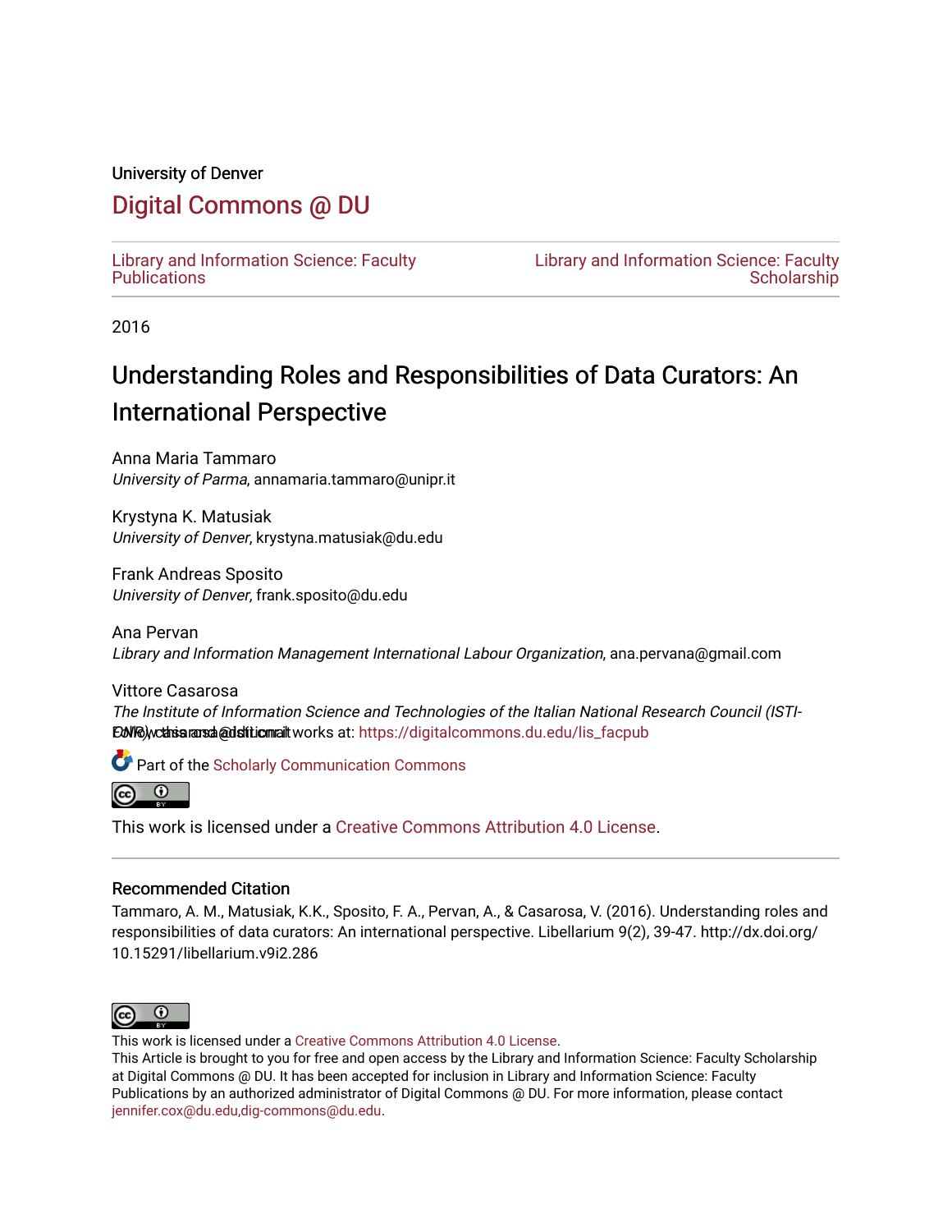University of Denver

# Digital Commons @ DU

Library and Information Science: Faculty Publications

Library and Information Science: Faculty Scholarship

2016

# Understanding Roles and Responsibilities of Data Curators: An International Perspective

Anna Maria Tammaro
*University of Parma*, annamaria.tammaro@unipr.it

Krystyna K. Matusiak
*University of Denver*, krystyna.matusiak@du.edu

Frank Andreas Sposito
*University of Denver*, frank.sposito@du.edu

Ana Pervan
*Library and Information Management International Labour Organization*, ana.pervana@gmail.com

Vittore Casarosa
*The Institute of Information Science and Technologies of the Italian National Research Council (ISTI-CNR)*, casarosa@isti.cnr.it

Follow this and additional works at: https://digitalcommons.du.edu/lis_facpub

Part of the Scholarly Communication Commons

This work is licensed under a Creative Commons Attribution 4.0 License.

## Recommended Citation

Tammaro, A. M., Matusiak, K.K., Sposito, F. A., Pervan, A., & Casarosa, V. (2016). Understanding roles and responsibilities of data curators: An international perspective. Libellarium 9(2), 39-47. http://dx.doi.org/10.15291/libellarium.v9i2.286

This work is licensed under a Creative Commons Attribution 4.0 License.
This Article is brought to you for free and open access by the Library and Information Science: Faculty Scholarship at Digital Commons @ DU. It has been accepted for inclusion in Library and Information Science: Faculty Publications by an authorized administrator of Digital Commons @ DU. For more information, please contact jennifer.cox@du.edu,dig-commons@du.edu.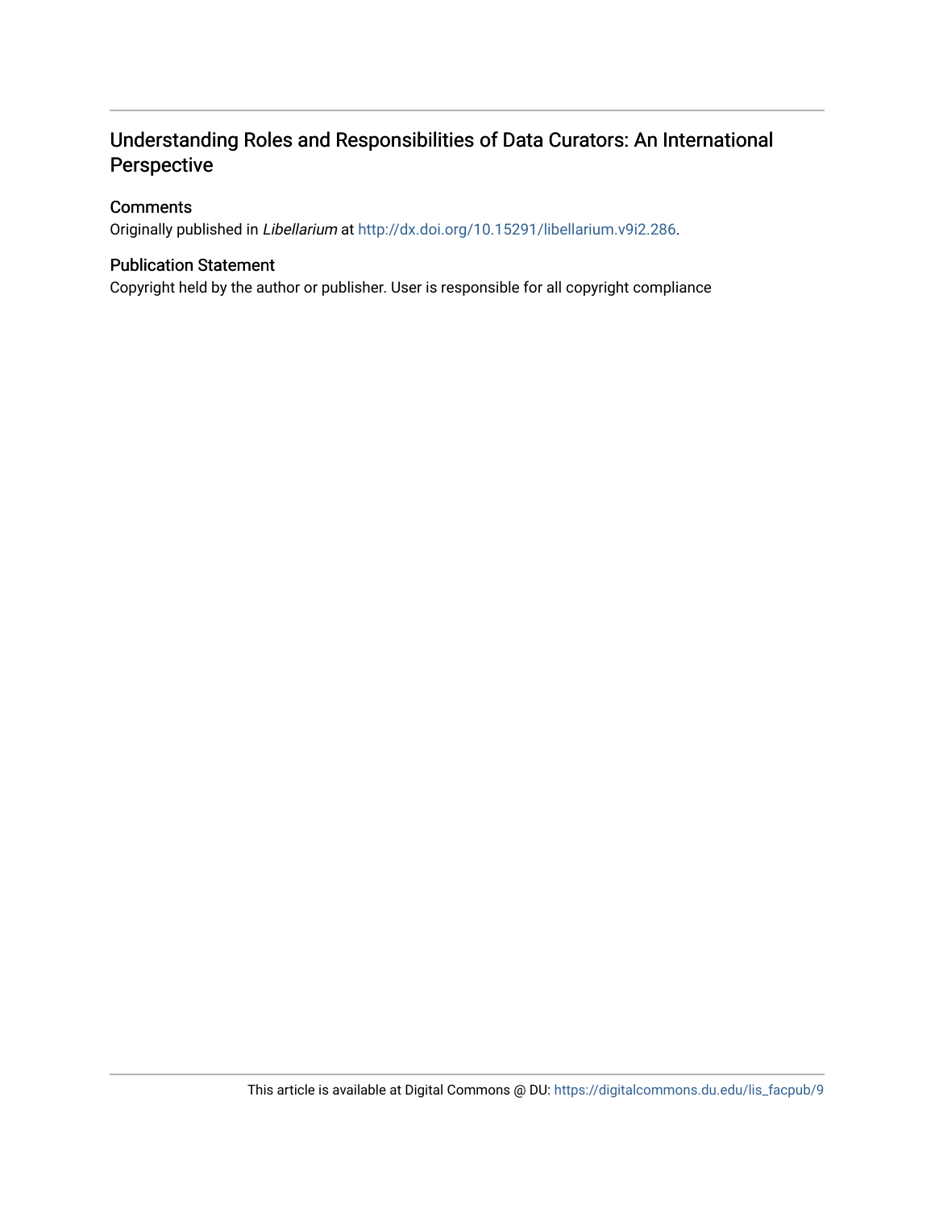# Understanding Roles and Responsibilities of Data Curators: An International Perspective

## Comments

Originally published in *Libellarium* at http://dx.doi.org/10.15291/libellarium.v9i2.286.

## Publication Statement

Copyright held by the author or publisher. User is responsible for all copyright compliance

This article is available at Digital Commons @ DU: https://digitalcommons.du.edu/lis_facpub/9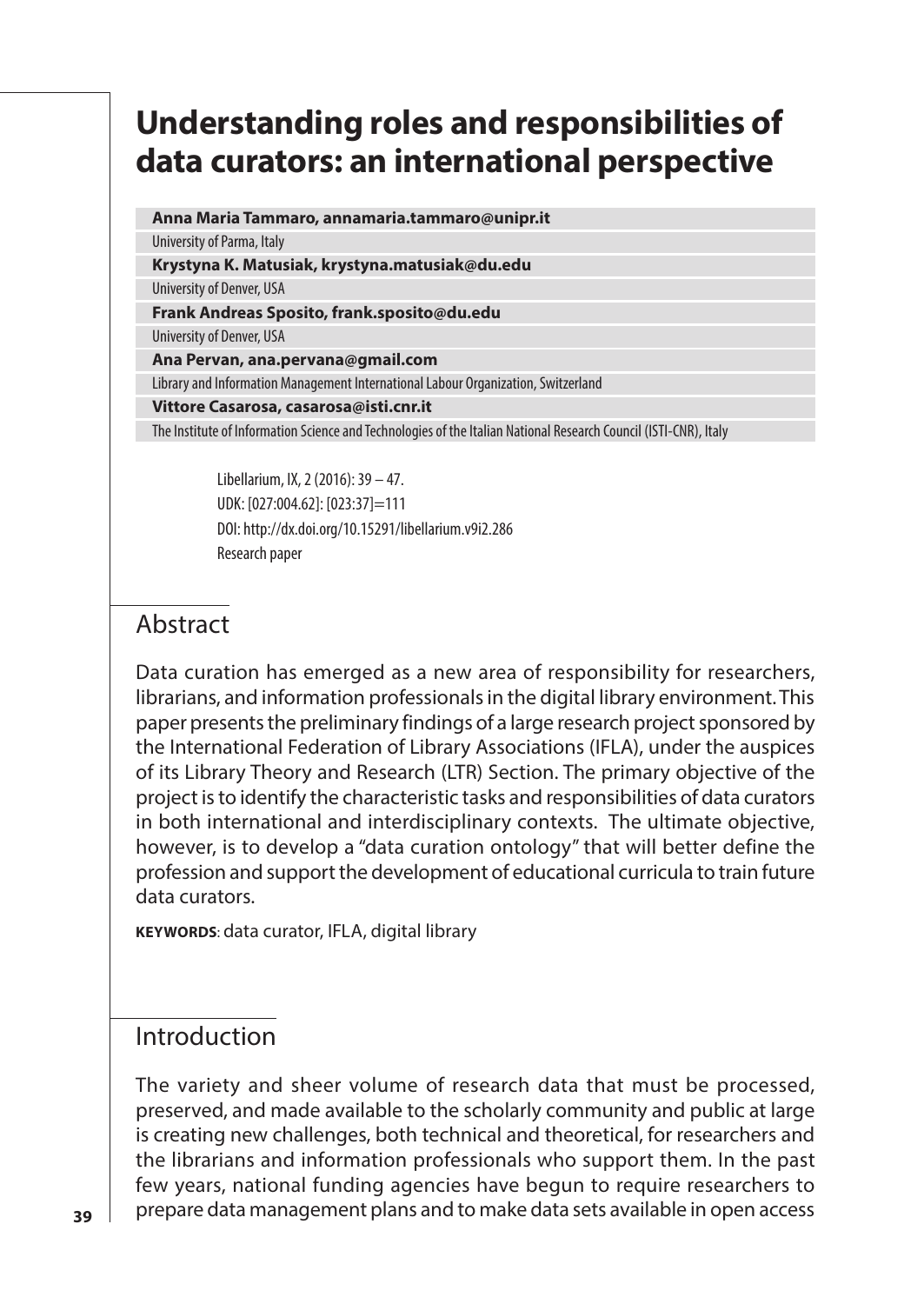# Understanding roles and responsibilities of data curators: an international perspective

**Anna Maria Tammaro, annamaria.tammaro@unipr.it**
University of Parma, Italy

**Krystyna K. Matusiak, krystyna.matusiak@du.edu**
University of Denver, USA

**Frank Andreas Sposito, frank.sposito@du.edu**
University of Denver, USA

**Ana Pervan, ana.pervana@gmail.com**
Library and Information Management International Labour Organization, Switzerland

**Vittore Casarosa, casarosa@isti.cnr.it**
The Institute of Information Science and Technologies of the Italian National Research Council (ISTI-CNR), Italy

Libellarium, IX, 2 (2016): 39 – 47.
UDK: [027:004.62]: [023:37]=111
DOI: http://dx.doi.org/10.15291/libellarium.v9i2.286
Research paper

## Abstract

Data curation has emerged as a new area of responsibility for researchers, librarians, and information professionals in the digital library environment. This paper presents the preliminary findings of a large research project sponsored by the International Federation of Library Associations (IFLA), under the auspices of its Library Theory and Research (LTR) Section. The primary objective of the project is to identify the characteristic tasks and responsibilities of data curators in both international and interdisciplinary contexts. The ultimate objective, however, is to develop a "data curation ontology" that will better define the profession and support the development of educational curricula to train future data curators.

**KEYWORDS**: data curator, IFLA, digital library

## Introduction

The variety and sheer volume of research data that must be processed, preserved, and made available to the scholarly community and public at large is creating new challenges, both technical and theoretical, for researchers and the librarians and information professionals who support them. In the past few years, national funding agencies have begun to require researchers to prepare data management plans and to make data sets available in open access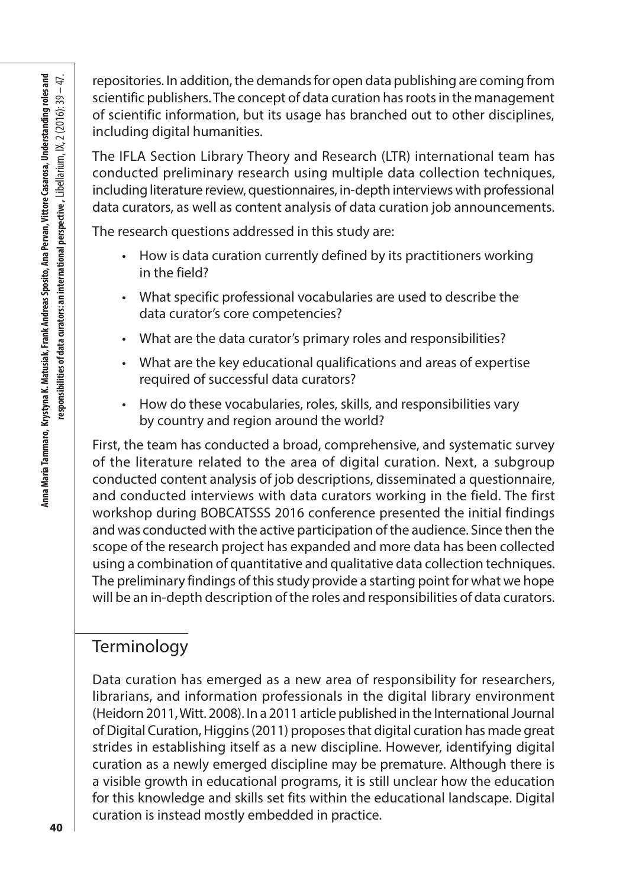repositories. In addition, the demands for open data publishing are coming from scientific publishers. The concept of data curation has roots in the management of scientific information, but its usage has branched out to other disciplines, including digital humanities.

The IFLA Section Library Theory and Research (LTR) international team has conducted preliminary research using multiple data collection techniques, including literature review, questionnaires, in-depth interviews with professional data curators, as well as content analysis of data curation job announcements.

The research questions addressed in this study are:

- How is data curation currently defined by its practitioners working in the field?
- What specific professional vocabularies are used to describe the data curator's core competencies?
- What are the data curator's primary roles and responsibilities?
- What are the key educational qualifications and areas of expertise required of successful data curators?
- How do these vocabularies, roles, skills, and responsibilities vary by country and region around the world?

First, the team has conducted a broad, comprehensive, and systematic survey of the literature related to the area of digital curation. Next, a subgroup conducted content analysis of job descriptions, disseminated a questionnaire, and conducted interviews with data curators working in the field. The first workshop during BOBCATSSS 2016 conference presented the initial findings and was conducted with the active participation of the audience. Since then the scope of the research project has expanded and more data has been collected using a combination of quantitative and qualitative data collection techniques. The preliminary findings of this study provide a starting point for what we hope will be an in-depth description of the roles and responsibilities of data curators.

## Terminology

Data curation has emerged as a new area of responsibility for researchers, librarians, and information professionals in the digital library environment (Heidorn 2011, Witt. 2008). In a 2011 article published in the International Journal of Digital Curation, Higgins (2011) proposes that digital curation has made great strides in establishing itself as a new discipline. However, identifying digital curation as a newly emerged discipline may be premature. Although there is a visible growth in educational programs, it is still unclear how the education for this knowledge and skills set fits within the educational landscape. Digital curation is instead mostly embedded in practice.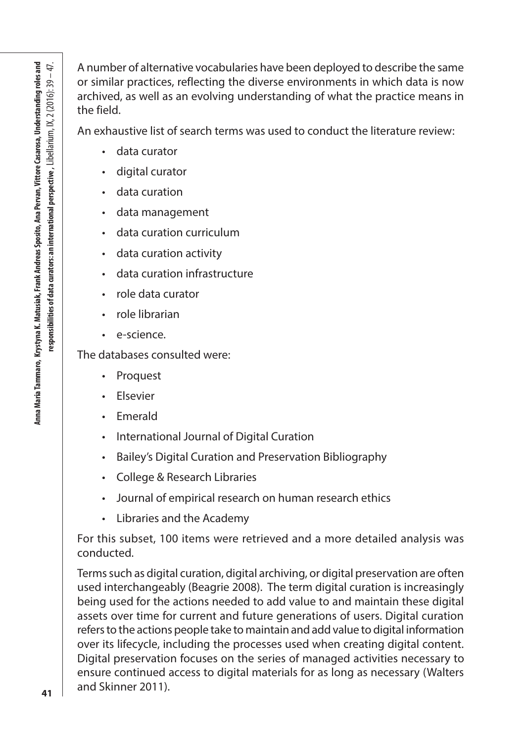A number of alternative vocabularies have been deployed to describe the same or similar practices, reflecting the diverse environments in which data is now archived, as well as an evolving understanding of what the practice means in the field.

An exhaustive list of search terms was used to conduct the literature review:

- data curator
- digital curator
- data curation
- data management
- data curation curriculum
- data curation activity
- data curation infrastructure
- role data curator
- role librarian
- e-science.

The databases consulted were:

- Proquest
- Elsevier
- Emerald
- International Journal of Digital Curation
- Bailey's Digital Curation and Preservation Bibliography
- College & Research Libraries
- Journal of empirical research on human research ethics
- Libraries and the Academy

For this subset, 100 items were retrieved and a more detailed analysis was conducted.

Terms such as digital curation, digital archiving, or digital preservation are often used interchangeably (Beagrie 2008). The term digital curation is increasingly being used for the actions needed to add value to and maintain these digital assets over time for current and future generations of users. Digital curation refers to the actions people take to maintain and add value to digital information over its lifecycle, including the processes used when creating digital content. Digital preservation focuses on the series of managed activities necessary to ensure continued access to digital materials for as long as necessary (Walters and Skinner 2011).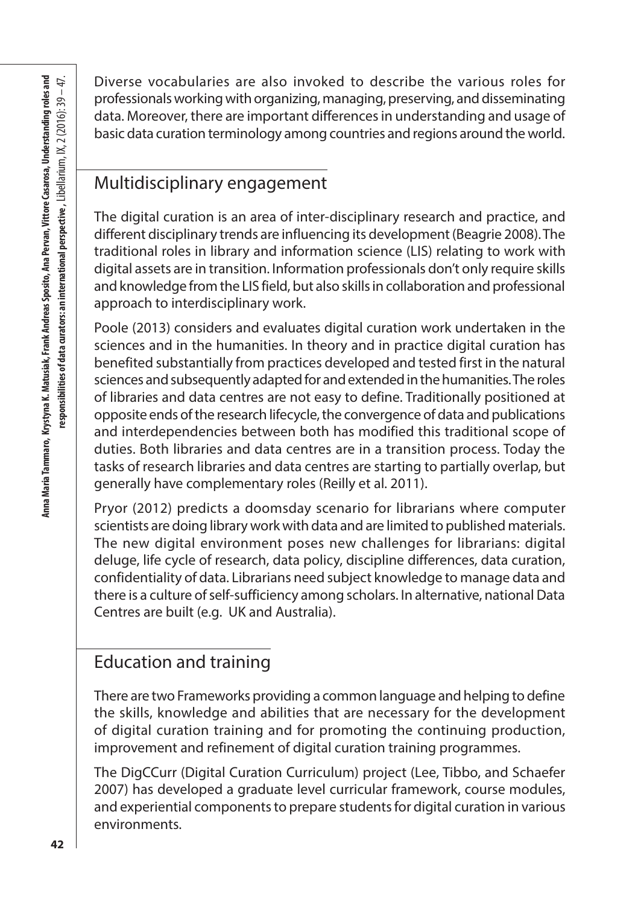Diverse vocabularies are also invoked to describe the various roles for professionals working with organizing, managing, preserving, and disseminating data. Moreover, there are important differences in understanding and usage of basic data curation terminology among countries and regions around the world.

## Multidisciplinary engagement

The digital curation is an area of inter-disciplinary research and practice, and different disciplinary trends are influencing its development (Beagrie 2008). The traditional roles in library and information science (LIS) relating to work with digital assets are in transition. Information professionals don't only require skills and knowledge from the LIS field, but also skills in collaboration and professional approach to interdisciplinary work.

Poole (2013) considers and evaluates digital curation work undertaken in the sciences and in the humanities. In theory and in practice digital curation has benefited substantially from practices developed and tested first in the natural sciences and subsequently adapted for and extended in the humanities. The roles of libraries and data centres are not easy to define. Traditionally positioned at opposite ends of the research lifecycle, the convergence of data and publications and interdependencies between both has modified this traditional scope of duties. Both libraries and data centres are in a transition process. Today the tasks of research libraries and data centres are starting to partially overlap, but generally have complementary roles (Reilly et al. 2011).

Pryor (2012) predicts a doomsday scenario for librarians where computer scientists are doing library work with data and are limited to published materials. The new digital environment poses new challenges for librarians: digital deluge, life cycle of research, data policy, discipline differences, data curation, confidentiality of data. Librarians need subject knowledge to manage data and there is a culture of self-sufficiency among scholars. In alternative, national Data Centres are built (e.g. UK and Australia).

## Education and training

There are two Frameworks providing a common language and helping to define the skills, knowledge and abilities that are necessary for the development of digital curation training and for promoting the continuing production, improvement and refinement of digital curation training programmes.

The DigCCurr (Digital Curation Curriculum) project (Lee, Tibbo, and Schaefer 2007) has developed a graduate level curricular framework, course modules, and experiential components to prepare students for digital curation in various environments.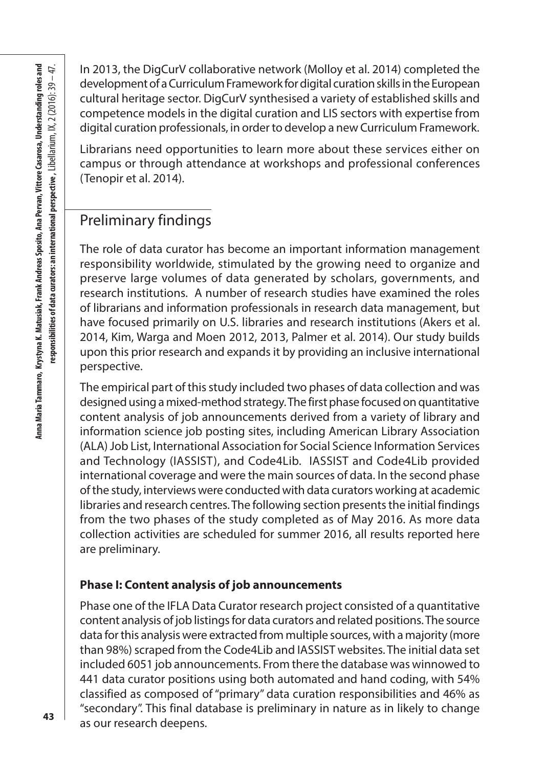In 2013, the DigCurV collaborative network (Molloy et al. 2014) completed the development of a Curriculum Framework for digital curation skills in the European cultural heritage sector. DigCurV synthesised a variety of established skills and competence models in the digital curation and LIS sectors with expertise from digital curation professionals, in order to develop a new Curriculum Framework.

Librarians need opportunities to learn more about these services either on campus or through attendance at workshops and professional conferences (Tenopir et al. 2014).

## Preliminary findings

The role of data curator has become an important information management responsibility worldwide, stimulated by the growing need to organize and preserve large volumes of data generated by scholars, governments, and research institutions. A number of research studies have examined the roles of librarians and information professionals in research data management, but have focused primarily on U.S. libraries and research institutions (Akers et al. 2014, Kim, Warga and Moen 2012, 2013, Palmer et al. 2014). Our study builds upon this prior research and expands it by providing an inclusive international perspective.

The empirical part of this study included two phases of data collection and was designed using a mixed-method strategy. The first phase focused on quantitative content analysis of job announcements derived from a variety of library and information science job posting sites, including American Library Association (ALA) Job List, International Association for Social Science Information Services and Technology (IASSIST), and Code4Lib. IASSIST and Code4Lib provided international coverage and were the main sources of data. In the second phase of the study, interviews were conducted with data curators working at academic libraries and research centres. The following section presents the initial findings from the two phases of the study completed as of May 2016. As more data collection activities are scheduled for summer 2016, all results reported here are preliminary.

### Phase I: Content analysis of job announcements

Phase one of the IFLA Data Curator research project consisted of a quantitative content analysis of job listings for data curators and related positions. The source data for this analysis were extracted from multiple sources, with a majority (more than 98%) scraped from the Code4Lib and IASSIST websites. The initial data set included 6051 job announcements. From there the database was winnowed to 441 data curator positions using both automated and hand coding, with 54% classified as composed of "primary" data curation responsibilities and 46% as "secondary". This final database is preliminary in nature as in likely to change as our research deepens.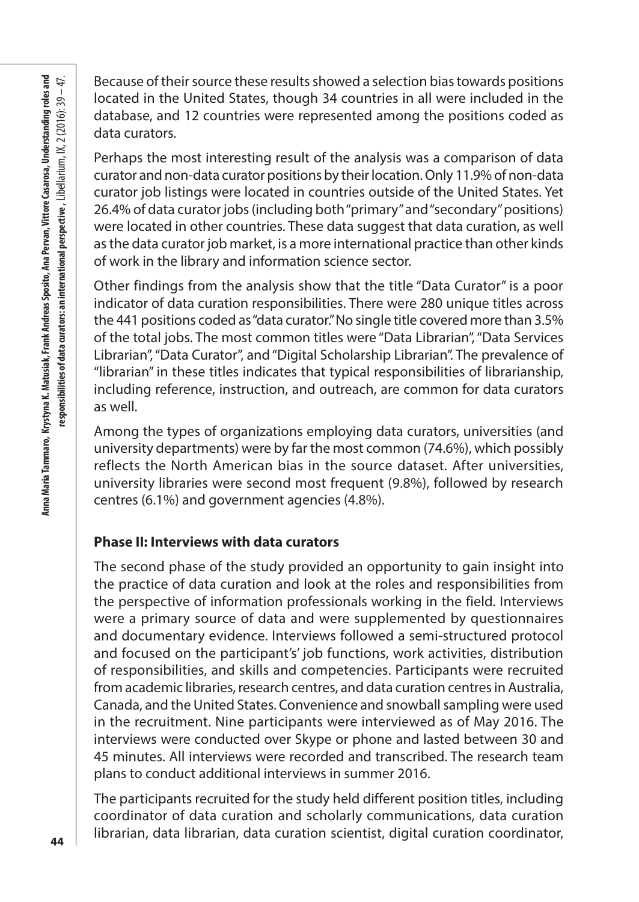Because of their source these results showed a selection bias towards positions located in the United States, though 34 countries in all were included in the database, and 12 countries were represented among the positions coded as data curators.

Perhaps the most interesting result of the analysis was a comparison of data curator and non-data curator positions by their location. Only 11.9% of non-data curator job listings were located in countries outside of the United States. Yet 26.4% of data curator jobs (including both "primary" and "secondary" positions) were located in other countries. These data suggest that data curation, as well as the data curator job market, is a more international practice than other kinds of work in the library and information science sector.

Other findings from the analysis show that the title "Data Curator" is a poor indicator of data curation responsibilities. There were 280 unique titles across the 441 positions coded as "data curator." No single title covered more than 3.5% of the total jobs. The most common titles were "Data Librarian", "Data Services Librarian", "Data Curator", and "Digital Scholarship Librarian". The prevalence of "librarian" in these titles indicates that typical responsibilities of librarianship, including reference, instruction, and outreach, are common for data curators as well.

Among the types of organizations employing data curators, universities (and university departments) were by far the most common (74.6%), which possibly reflects the North American bias in the source dataset. After universities, university libraries were second most frequent (9.8%), followed by research centres (6.1%) and government agencies (4.8%).

### Phase II: Interviews with data curators

The second phase of the study provided an opportunity to gain insight into the practice of data curation and look at the roles and responsibilities from the perspective of information professionals working in the field. Interviews were a primary source of data and were supplemented by questionnaires and documentary evidence. Interviews followed a semi-structured protocol and focused on the participant's' job functions, work activities, distribution of responsibilities, and skills and competencies. Participants were recruited from academic libraries, research centres, and data curation centres in Australia, Canada, and the United States. Convenience and snowball sampling were used in the recruitment. Nine participants were interviewed as of May 2016. The interviews were conducted over Skype or phone and lasted between 30 and 45 minutes. All interviews were recorded and transcribed. The research team plans to conduct additional interviews in summer 2016.

The participants recruited for the study held different position titles, including coordinator of data curation and scholarly communications, data curation librarian, data librarian, data curation scientist, digital curation coordinator,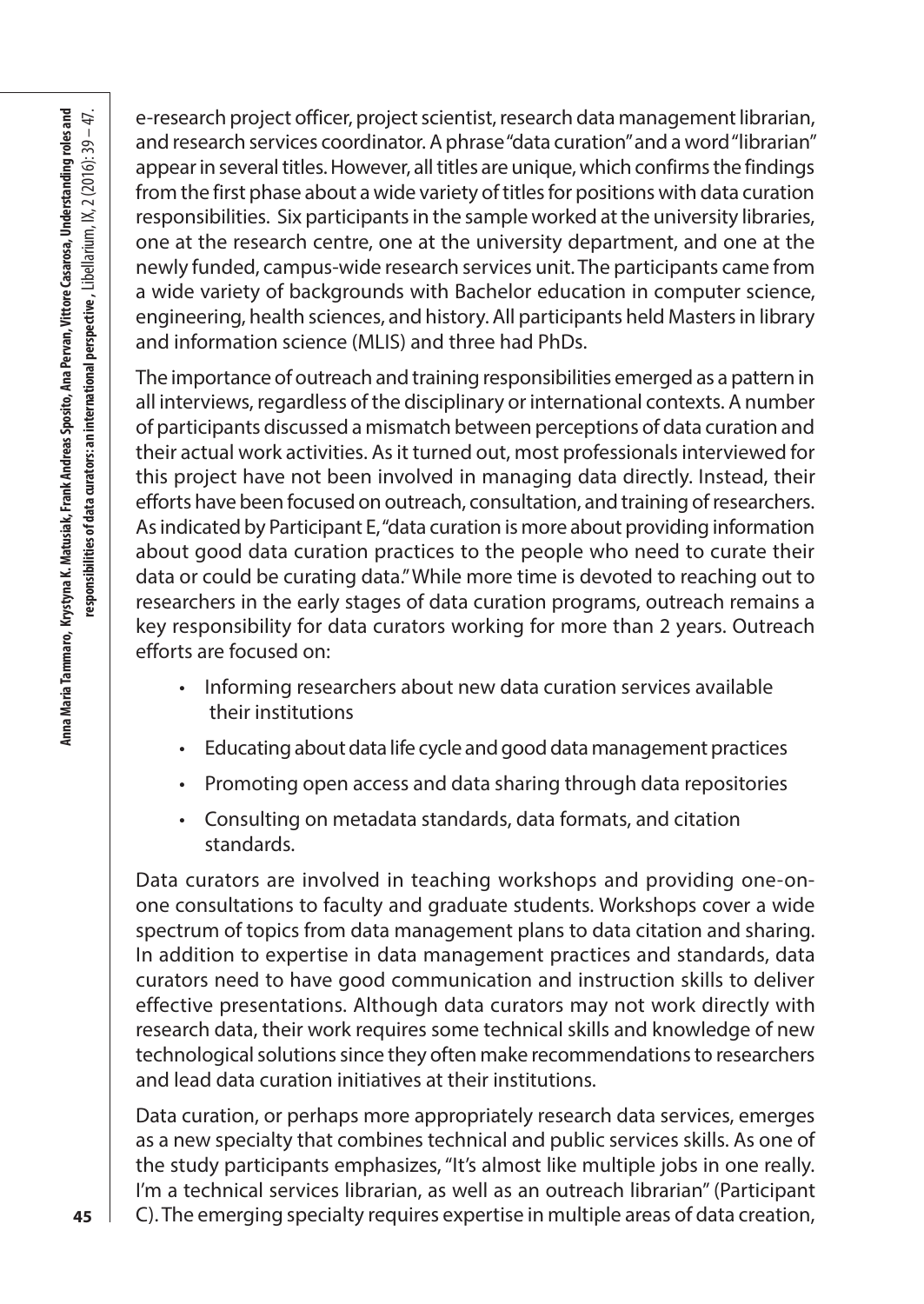e-research project officer, project scientist, research data management librarian, and research services coordinator. A phrase "data curation" and a word "librarian" appear in several titles. However, all titles are unique, which confirms the findings from the first phase about a wide variety of titles for positions with data curation responsibilities. Six participants in the sample worked at the university libraries, one at the research centre, one at the university department, and one at the newly funded, campus-wide research services unit. The participants came from a wide variety of backgrounds with Bachelor education in computer science, engineering, health sciences, and history. All participants held Masters in library and information science (MLIS) and three had PhDs.

The importance of outreach and training responsibilities emerged as a pattern in all interviews, regardless of the disciplinary or international contexts. A number of participants discussed a mismatch between perceptions of data curation and their actual work activities. As it turned out, most professionals interviewed for this project have not been involved in managing data directly. Instead, their efforts have been focused on outreach, consultation, and training of researchers. As indicated by Participant E, "data curation is more about providing information about good data curation practices to the people who need to curate their data or could be curating data." While more time is devoted to reaching out to researchers in the early stages of data curation programs, outreach remains a key responsibility for data curators working for more than 2 years. Outreach efforts are focused on:

- Informing researchers about new data curation services available their institutions
- Educating about data life cycle and good data management practices
- Promoting open access and data sharing through data repositories
- Consulting on metadata standards, data formats, and citation standards.

Data curators are involved in teaching workshops and providing one-on-one consultations to faculty and graduate students. Workshops cover a wide spectrum of topics from data management plans to data citation and sharing. In addition to expertise in data management practices and standards, data curators need to have good communication and instruction skills to deliver effective presentations. Although data curators may not work directly with research data, their work requires some technical skills and knowledge of new technological solutions since they often make recommendations to researchers and lead data curation initiatives at their institutions.

Data curation, or perhaps more appropriately research data services, emerges as a new specialty that combines technical and public services skills. As one of the study participants emphasizes, "It's almost like multiple jobs in one really. I'm a technical services librarian, as well as an outreach librarian" (Participant C). The emerging specialty requires expertise in multiple areas of data creation,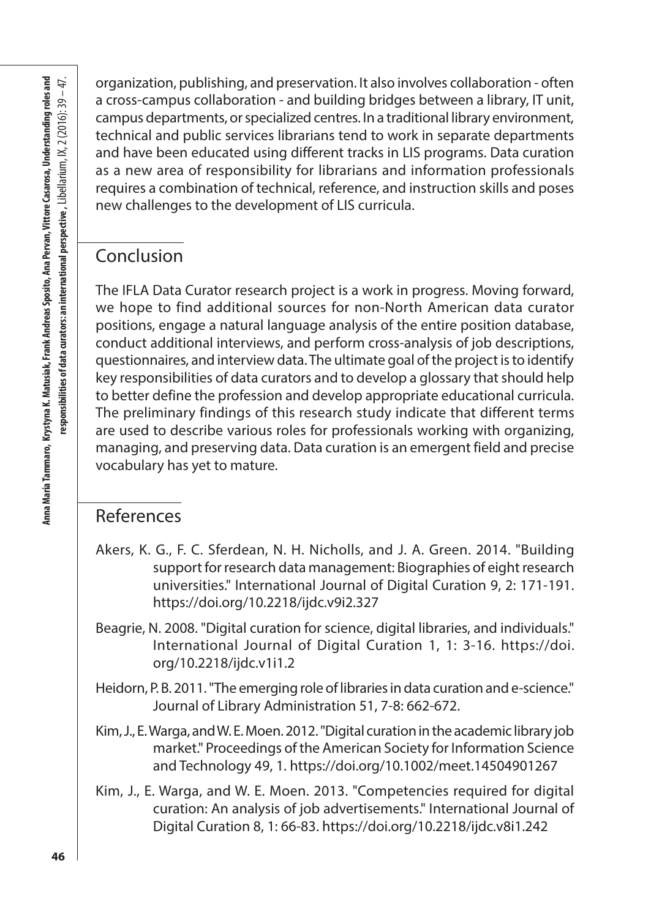organization, publishing, and preservation. It also involves collaboration - often a cross-campus collaboration - and building bridges between a library, IT unit, campus departments, or specialized centres. In a traditional library environment, technical and public services librarians tend to work in separate departments and have been educated using different tracks in LIS programs. Data curation as a new area of responsibility for librarians and information professionals requires a combination of technical, reference, and instruction skills and poses new challenges to the development of LIS curricula.

## Conclusion

The IFLA Data Curator research project is a work in progress. Moving forward, we hope to find additional sources for non-North American data curator positions, engage a natural language analysis of the entire position database, conduct additional interviews, and perform cross-analysis of job descriptions, questionnaires, and interview data. The ultimate goal of the project is to identify key responsibilities of data curators and to develop a glossary that should help to better define the profession and develop appropriate educational curricula. The preliminary findings of this research study indicate that different terms are used to describe various roles for professionals working with organizing, managing, and preserving data. Data curation is an emergent field and precise vocabulary has yet to mature.

## References

Akers, K. G., F. C. Sferdean, N. H. Nicholls, and J. A. Green. 2014. "Building support for research data management: Biographies of eight research universities." International Journal of Digital Curation 9, 2: 171-191. https://doi.org/10.2218/ijdc.v9i2.327

Beagrie, N. 2008. "Digital curation for science, digital libraries, and individuals." International Journal of Digital Curation 1, 1: 3-16. https://doi.org/10.2218/ijdc.v1i1.2

Heidorn, P. B. 2011. "The emerging role of libraries in data curation and e-science." Journal of Library Administration 51, 7-8: 662-672.

Kim, J., E. Warga, and W. E. Moen. 2012. "Digital curation in the academic library job market." Proceedings of the American Society for Information Science and Technology 49, 1. https://doi.org/10.1002/meet.14504901267

Kim, J., E. Warga, and W. E. Moen. 2013. "Competencies required for digital curation: An analysis of job advertisements." International Journal of Digital Curation 8, 1: 66-83. https://doi.org/10.2218/ijdc.v8i1.242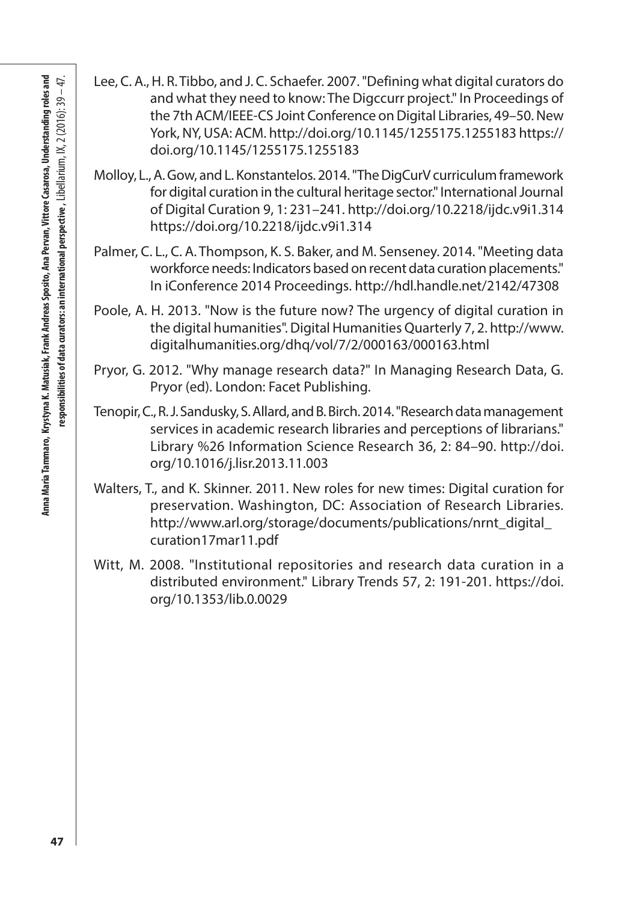Lee, C. A., H. R. Tibbo, and J. C. Schaefer. 2007. "Defining what digital curators do and what they need to know: The Digccurr project." In Proceedings of the 7th ACM/IEEE-CS Joint Conference on Digital Libraries, 49–50. New York, NY, USA: ACM. http://doi.org/10.1145/1255175.1255183 https://doi.org/10.1145/1255175.1255183

Molloy, L., A. Gow, and L. Konstantelos. 2014. "The DigCurV curriculum framework for digital curation in the cultural heritage sector." International Journal of Digital Curation 9, 1: 231–241. http://doi.org/10.2218/ijdc.v9i1.314 https://doi.org/10.2218/ijdc.v9i1.314

Palmer, C. L., C. A. Thompson, K. S. Baker, and M. Senseney. 2014. "Meeting data workforce needs: Indicators based on recent data curation placements." In iConference 2014 Proceedings. http://hdl.handle.net/2142/47308

Poole, A. H. 2013. "Now is the future now? The urgency of digital curation in the digital humanities". Digital Humanities Quarterly 7, 2. http://www.digitalhumanities.org/dhq/vol/7/2/000163/000163.html

Pryor, G. 2012. "Why manage research data?" In Managing Research Data, G. Pryor (ed). London: Facet Publishing.

Tenopir, C., R. J. Sandusky, S. Allard, and B. Birch. 2014. "Research data management services in academic research libraries and perceptions of librarians." Library %26 Information Science Research 36, 2: 84–90. http://doi.org/10.1016/j.lisr.2013.11.003

Walters, T., and K. Skinner. 2011. New roles for new times: Digital curation for preservation. Washington, DC: Association of Research Libraries. http://www.arl.org/storage/documents/publications/nrnt_digital_curation17mar11.pdf

Witt, M. 2008. "Institutional repositories and research data curation in a distributed environment." Library Trends 57, 2: 191-201. https://doi.org/10.1353/lib.0.0029